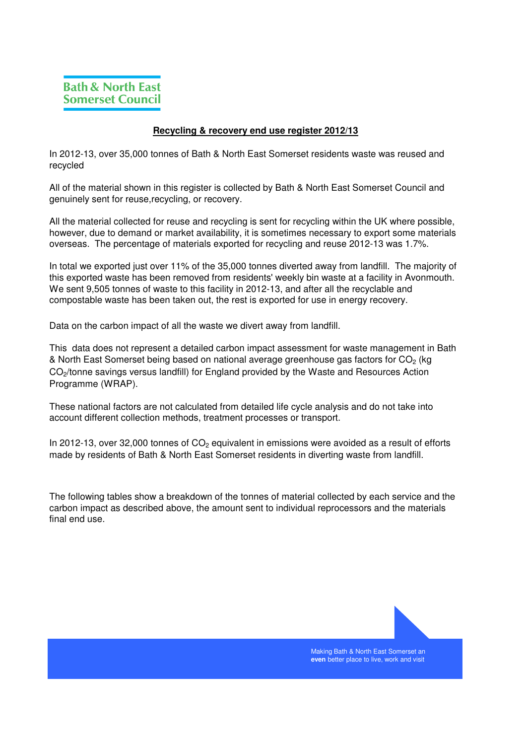Bath & North East Somerset Council

## Recycling & recovery end use register 2012/13

In 2012-13, over 35,000 tonnes of Bath & North East Somerset residents waste was reused and recycled

All of the material shown in this register is collected by Bath & North East Somerset Council and genuinely sent for reuse,recycling, or recovery.

All the material collected for reuse and recycling is sent for recycling within the UK where possible, however, due to demand or market availability, it is sometimes necessary to export some materials overseas. The percentage of materials exported for recycling and reuse 2012-13 was 1.7%.

In total we exported just over 11% of the 35,000 tonnes diverted away from landfill. The majority of this exported waste has been removed from residents' weekly bin waste at a facility in Avonmouth. We sent 9,505 tonnes of waste to this facility in 2012-13, and after all the recyclable and compostable waste has been taken out, the rest is exported for use in energy recovery.

Data on the carbon impact of all the waste we divert away from landfill.

This data does not represent a detailed carbon impact assessment for waste management in Bath & North East Somerset being based on national average greenhouse gas factors for $CO_2$ (kg $CO_2$/tonne savings versus landfill) for England provided by the Waste and Resources Action Programme (WRAP).

These national factors are not calculated from detailed life cycle analysis and do not take into account different collection methods, treatment processes or transport.

In 2012-13, over 32,000 tonnes of $CO_2$ equivalent in emissions were avoided as a result of efforts made by residents of Bath & North East Somerset residents in diverting waste from landfill.

The following tables show a breakdown of the tonnes of material collected by each service and the carbon impact as described above, the amount sent to individual reprocessors and the materials final end use.

Making Bath & North East Somerset an **even** better place to live, work and visit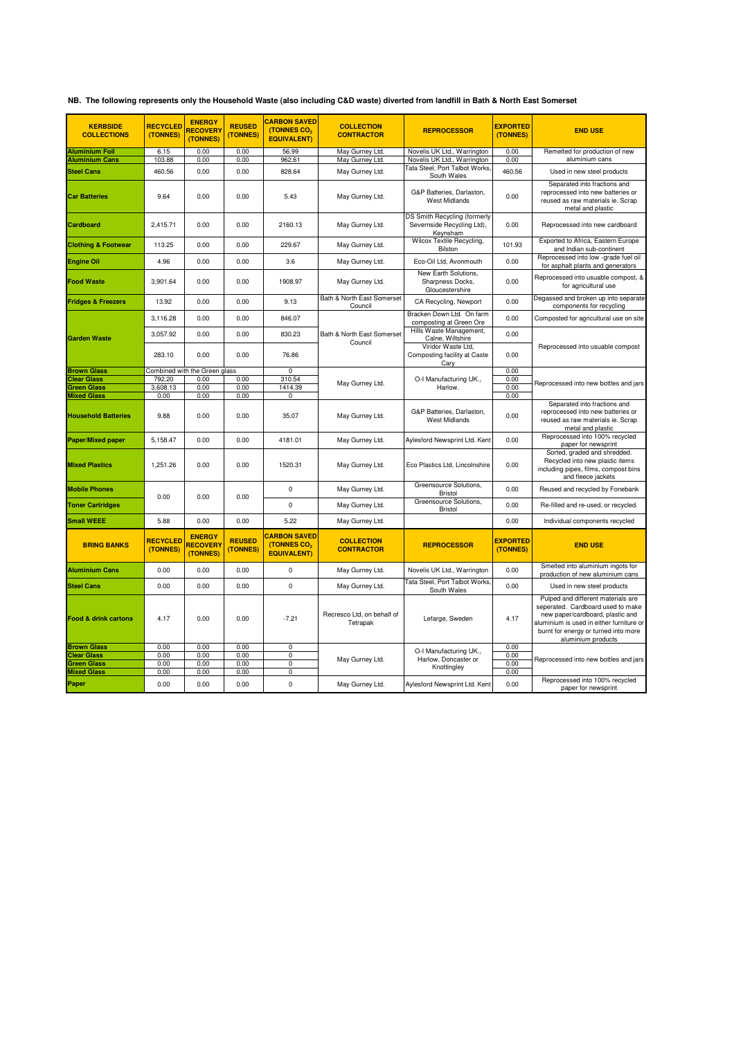**NB. The following represents only the Household Waste (also including C&D waste) diverted from landfill in Bath & North East Somerset**

| KERBSIDE COLLECTIONS | RECYCLED (TONNES) | ENERGY RECOVERY (TONNES) | REUSED (TONNES) | CARBON SAVED (TONNES $CO_2$ EQUIVALENT) | COLLECTION CONTRACTOR | REPROCESSOR | EXPORTED (TONNES) | END USE |
|---|---|---|---|---|---|---|---|---|
| Aluminium Foil | 6.15 | 0.00 | 0.00 | 56.99 | May Gurney Ltd. | Novelis UK Ltd., Warrington | 0.00 | Remelted for production of new aluminium cans |
| Aluminium Cans | 103.88 | 0.00 | 0.00 | 962.61 | May Gurney Ltd. | Novelis UK Ltd., Warrington | 0.00 | |
| Steel Cans | 460.56 | 0.00 | 0.00 | 828.64 | May Gurney Ltd. | Tata Steel, Port Talbot Works, South Wales | 460.56 | Used in new steel products |
| Car Batteries | 9.64 | 0.00 | 0.00 | 5.43 | May Gurney Ltd. | G&P Batteries, Darlaston, West Midlands | 0.00 | Separated into fractions and reprocessed into new batteries or reused as raw materials ie. Scrap metal and plastic |
| Cardboard | 2,415.71 | 0.00 | 0.00 | 2160.13 | May Gurney Ltd. | DS Smith Recycling (formerly Severnside Recycling Ltd), Keynsham | 0.00 | Reprocessed into new cardboard |
| Clothing & Footwear | 113.25 | 0.00 | 0.00 | 229.67 | May Gurney Ltd. | Wilcox Textile Recycling, Bilston | 101.93 | Exported to Africa, Eastern Europe and Indian sub-continent |
| Engine Oil | 4.96 | 0.00 | 0.00 | 3.6 | May Gurney Ltd. | Eco-Oil Ltd, Avonmouth | 0.00 | Reprocessed into low -grade fuel oil for asphalt plants and generators |
| Food Waste | 3,901.64 | 0.00 | 0.00 | 1908.97 | May Gurney Ltd. | New Earth Solutions, Sharpness Docks, Gloucestershire | 0.00 | Reprocessed into usuable compost, & for agricultural use |
| Fridges & Freezers | 13.92 | 0.00 | 0.00 | 9.13 | Bath & North East Somerset Council | CA Recycling, Newport | 0.00 | Degassed and broken up into separate components for recycling |
| Garden Waste | 3,116.28 | 0.00 | 0.00 | 846.07 | Bath & North East Somerset Council | Bracken Down Ltd. On farm composting at Green Ore | 0.00 | Composted for agricultural use on site |
| | 3,057.92 | 0.00 | 0.00 | 830.23 | | Hills Waste Management, Calne, Wiltshire | 0.00 | Reprocessed into usuable compost |
| | 283.10 | 0.00 | 0.00 | 76.86 | | Viridor Waste Ltd, Composting facility at Caste Cary | 0.00 | |
| Brown Glass | Combined with the Green glass | | | 0 | May Gurney Ltd. | O-I Manufacturing UK., Harlow. | 0.00 | Reprocessed into new bottles and jars |
| Clear Glass | 792.20 | 0.00 | 0.00 | 310.54 | | | 0.00 | |
| Green Glass | 3,608.13 | 0.00 | 0.00 | 1414.39 | | | 0.00 | |
| Mixed Glass | 0.00 | 0.00 | 0.00 | 0 | | | 0.00 | |
| Household Batteries | 9.88 | 0.00 | 0.00 | 35.07 | May Gurney Ltd. | G&P Batteries, Darlaston, West Midlands | 0.00 | Separated into fractions and reprocessed into new batteries or reused as raw materials ie. Scrap metal and plastic |
| Paper/Mixed paper | 5,158.47 | 0.00 | 0.00 | 4181.01 | May Gurney Ltd. | Aylesford Newsprint Ltd. Kent | 0.00 | Reprocessed into 100% recycled paper for newsprint |
| Mixed Plastics | 1,251.26 | 0.00 | 0.00 | 1520.31 | May Gurney Ltd. | Eco Plastics Ltd, Lincolnshire | 0.00 | Sorted, graded and shredded. Recycled into new plastic items including pipes, films, compost bins and fleece jackets |
| Mobile Phones | 0.00 | 0.00 | 0.00 | 0 | May Gurney Ltd. | Greensource Solutions, Bristol | 0.00 | Reused and recycled by Fonebank |
| Toner Cartridges | | | | 0 | May Gurney Ltd. | Greensource Solutions, Bristol | 0.00 | Re-filled and re-used, or recycled. |
| Small WEEE | 5.88 | 0.00 | 0.00 | 5.22 | May Gurney Ltd. | | 0.00 | Individual components recycled |

| BRING BANKS | RECYCLED (TONNES) | ENERGY RECOVERY (TONNES) | REUSED (TONNES) | CARBON SAVED (TONNES $CO_2$ EQUIVALENT) | COLLECTION CONTRACTOR | REPROCESSOR | EXPORTED (TONNES) | END USE |
|---|---|---|---|---|---|---|---|---|
| Aluminium Cans | 0.00 | 0.00 | 0.00 | 0 | May Gurney Ltd. | Novelis UK Ltd., Warrington | 0.00 | Smelted into aluminium ingots for production of new aluminium cans |
| Steel Cans | 0.00 | 0.00 | 0.00 | 0 | May Gurney Ltd. | Tata Steel, Port Talbot Works, South Wales | 0.00 | Used in new steel products |
| Food & drink cartons | 4.17 | 0.00 | 0.00 | -7.21 | Recresco Ltd, on behalf of Tetrapak | Lefarge, Sweden | 4.17 | Pulped and different materials are seperated. Cardboard used to make new paper/cardboard, plastic and aluminium is used in either furniture or burnt for energy or turned into more aluminium products |
| Brown Glass | 0.00 | 0.00 | 0.00 | 0 | May Gurney Ltd. | O-I Manufacturing UK., Harlow, Doncaster or Knottingley | 0.00 | Reprocessed into new bottles and jars |
| Clear Glass | 0.00 | 0.00 | 0.00 | 0 | | | 0.00 | |
| Green Glass | 0.00 | 0.00 | 0.00 | 0 | | | 0.00 | |
| Mixed Glass | 0.00 | 0.00 | 0.00 | 0 | | | 0.00 | |
| Paper | 0.00 | 0.00 | 0.00 | 0 | May Gurney Ltd. | Aylesford Newsprint Ltd. Kent | 0.00 | Reprocessed into 100% recycled paper for newsprint |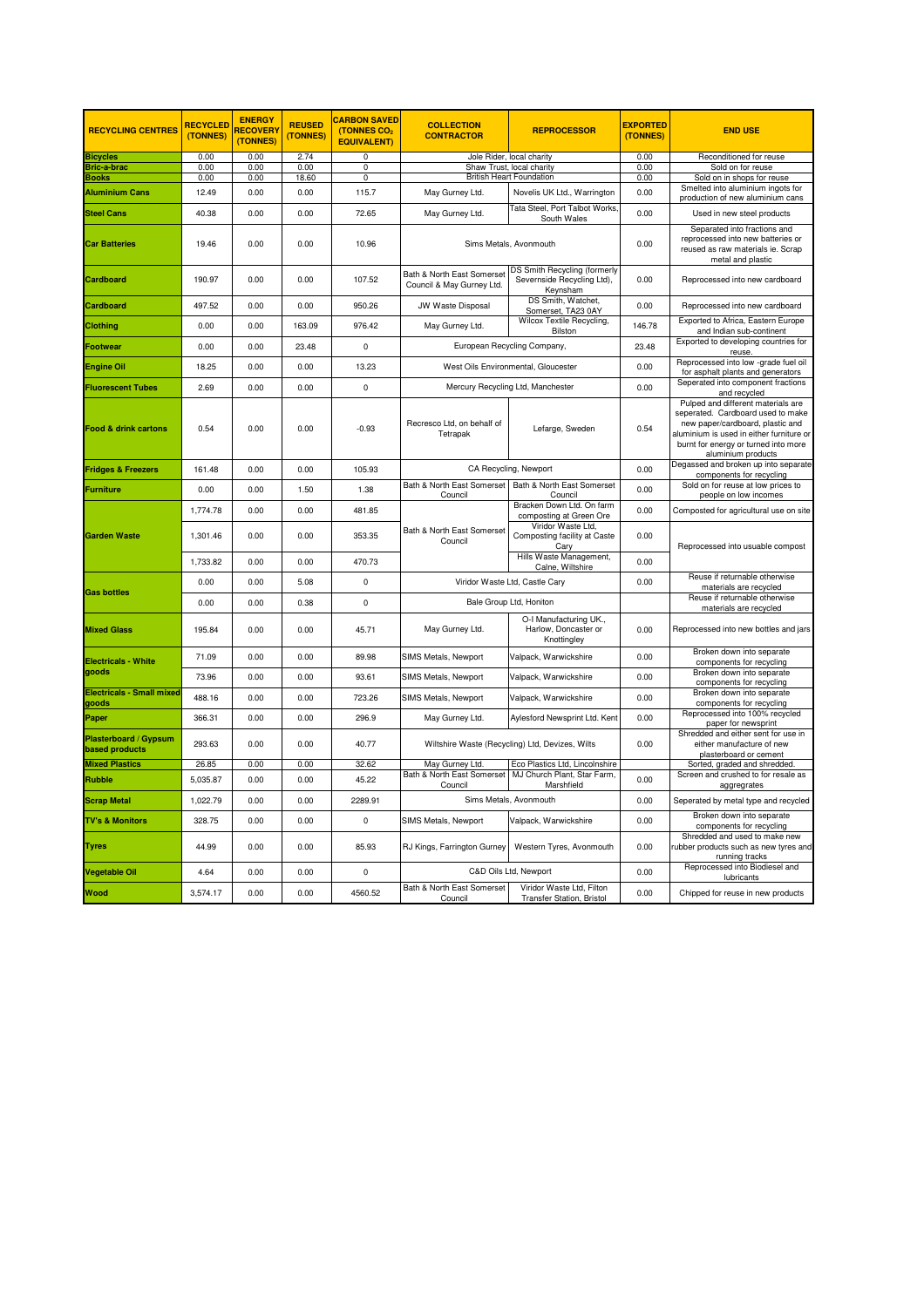| RECYCLING CENTRES | RECYCLED (TONNES) | ENERGY RECOVERY (TONNES) | REUSED (TONNES) | CARBON SAVED (TONNES $CO_2$ EQUIVALENT) | COLLECTION CONTRACTOR | REPROCESSOR | EXPORTED (TONNES) | END USE |
|---|---|---|---|---|---|---|---|---|
| **Bicycles** | 0.00 | 0.00 | 2.74 | 0 | Jole Rider, local charity | | 0.00 | Reconditioned for reuse |
| **Bric-a-brac** | 0.00 | 0.00 | 0.00 | 0 | Shaw Trust, local charity | | 0.00 | Sold on for reuse |
| **Books** | 0.00 | 0.00 | 18.60 | 0 | British Heart Foundation | | 0.00 | Sold on in shops for reuse |
| **Aluminium Cans** | 12.49 | 0.00 | 0.00 | 115.7 | May Gurney Ltd. | Novelis UK Ltd., Warrington | 0.00 | Smelted into aluminium ingots for production of new aluminium cans |
| **Steel Cans** | 40.38 | 0.00 | 0.00 | 72.65 | May Gurney Ltd. | Tata Steel, Port Talbot Works, South Wales | 0.00 | Used in new steel products |
| **Car Batteries** | 19.46 | 0.00 | 0.00 | 10.96 | Sims Metals, Avonmouth | | 0.00 | Separated into fractions and reprocessed into new batteries or reused as raw materials ie. Scrap metal and plastic |
| **Cardboard** | 190.97 | 0.00 | 0.00 | 107.52 | Bath & North East Somerset Council & May Gurney Ltd. | DS Smith Recycling (formerly Severnside Recycling Ltd), Keynsham | 0.00 | Reprocessed into new cardboard |
| **Cardboard** | 497.52 | 0.00 | 0.00 | 950.26 | JW Waste Disposal | DS Smith, Watchet, Somerset, TA23 0AY | 0.00 | Reprocessed into new cardboard |
| **Clothing** | 0.00 | 0.00 | 163.09 | 976.42 | May Gurney Ltd. | Wilcox Textile Recycling, Bilston | 146.78 | Exported to Africa, Eastern Europe and Indian sub-continent |
| **Footwear** | 0.00 | 0.00 | 23.48 | 0 | European Recycling Company, | | 23.48 | Exported to developing countries for reuse. |
| **Engine Oil** | 18.25 | 0.00 | 0.00 | 13.23 | West Oils Environmental, Gloucester | | 0.00 | Reprocessed into low -grade fuel oil for asphalt plants and generators |
| **Fluorescent Tubes** | 2.69 | 0.00 | 0.00 | 0 | Mercury Recycling Ltd, Manchester | | 0.00 | Seperated into component fractions and recycled |
| **Food & drink cartons** | 0.54 | 0.00 | 0.00 | -0.93 | Recresco Ltd, on behalf of Tetrapak | Lefarge, Sweden | 0.54 | Pulped and different materials are seperated. Cardboard used to make new paper/cardboard, plastic and aluminium is used in either furniture or burnt for energy or turned into more aluminium products |
| **Fridges & Freezers** | 161.48 | 0.00 | 0.00 | 105.93 | CA Recycling, Newport | | 0.00 | Degassed and broken up into separate components for recycling |
| **Furniture** | 0.00 | 0.00 | 1.50 | 1.38 | Bath & North East Somerset Council | Bath & North East Somerset Council | 0.00 | Sold on for reuse at low prices to people on low incomes |
| **Garden Waste** | 1,774.78 | 0.00 | 0.00 | 481.85 | Bath & North East Somerset Council | Bracken Down Ltd. On farm composting at Green Ore | 0.00 | Composted for agricultural use on site |
| | 1,301.46 | 0.00 | 0.00 | 353.35 | | Viridor Waste Ltd, Composting facility at Caste Cary | 0.00 | Reprocessed into usuable compost |
| | 1,733.82 | 0.00 | 0.00 | 470.73 | | Hills Waste Management, Calne, Wiltshire | 0.00 | |
| **Gas bottles** | 0.00 | 0.00 | 5.08 | 0 | Viridor Waste Ltd, Castle Cary | | 0.00 | Reuse if returnable otherwise materials are recycled |
| | 0.00 | 0.00 | 0.38 | 0 | Bale Group Ltd, Honiton | | | Reuse if returnable otherwise materials are recycled |
| **Mixed Glass** | 195.84 | 0.00 | 0.00 | 45.71 | May Gurney Ltd. | O-I Manufacturing UK., Harlow, Doncaster or Knottingley | 0.00 | Reprocessed into new bottles and jars |
| **Electricals - White goods** | 71.09 | 0.00 | 0.00 | 89.98 | SIMS Metals, Newport | Valpack, Warwickshire | 0.00 | Broken down into separate components for recycling |
| | 73.96 | 0.00 | 0.00 | 93.61 | SIMS Metals, Newport | Valpack, Warwickshire | 0.00 | Broken down into separate components for recycling |
| **Electricals - Small mixed goods** | 488.16 | 0.00 | 0.00 | 723.26 | SIMS Metals, Newport | Valpack, Warwickshire | 0.00 | Broken down into separate components for recycling |
| **Paper** | 366.31 | 0.00 | 0.00 | 296.9 | May Gurney Ltd. | Aylesford Newsprint Ltd. Kent | 0.00 | Reprocessed into 100% recycled paper for newsprint |
| **Plasterboard / Gypsum based products** | 293.63 | 0.00 | 0.00 | 40.77 | Wiltshire Waste (Recycling) Ltd, Devizes, Wilts | | 0.00 | Shredded and either sent for use in either manufacture of new plasterboard or cement |
| **Mixed Plastics** | 26.85 | 0.00 | 0.00 | 32.62 | May Gurney Ltd. | Eco Plastics Ltd, Lincolnshire | | Sorted, graded and shredded. |
| **Rubble** | 5,035.87 | 0.00 | 0.00 | 45.22 | Bath & North East Somerset Council | MJ Church Plant, Star Farm, Marshfield | 0.00 | Screen and crushed to for resale as aggregrates |
| **Scrap Metal** | 1,022.79 | 0.00 | 0.00 | 2289.91 | Sims Metals, Avonmouth | | 0.00 | Seperated by metal type and recycled |
| **TV's & Monitors** | 328.75 | 0.00 | 0.00 | 0 | SIMS Metals, Newport | Valpack, Warwickshire | 0.00 | Broken down into separate components for recycling |
| **Tyres** | 44.99 | 0.00 | 0.00 | 85.93 | RJ Kings, Farrington Gurney | Western Tyres, Avonmouth | 0.00 | Shredded and used to make new rubber products such as new tyres and running tracks |
| **Vegetable Oil** | 4.64 | 0.00 | 0.00 | 0 | C&D Oils Ltd, Newport | | 0.00 | Reprocessed into Biodiesel and lubricants |
| **Wood** | 3,574.17 | 0.00 | 0.00 | 4560.52 | Bath & North East Somerset Council | Viridor Waste Ltd, Filton Transfer Station, Bristol | 0.00 | Chipped for reuse in new products |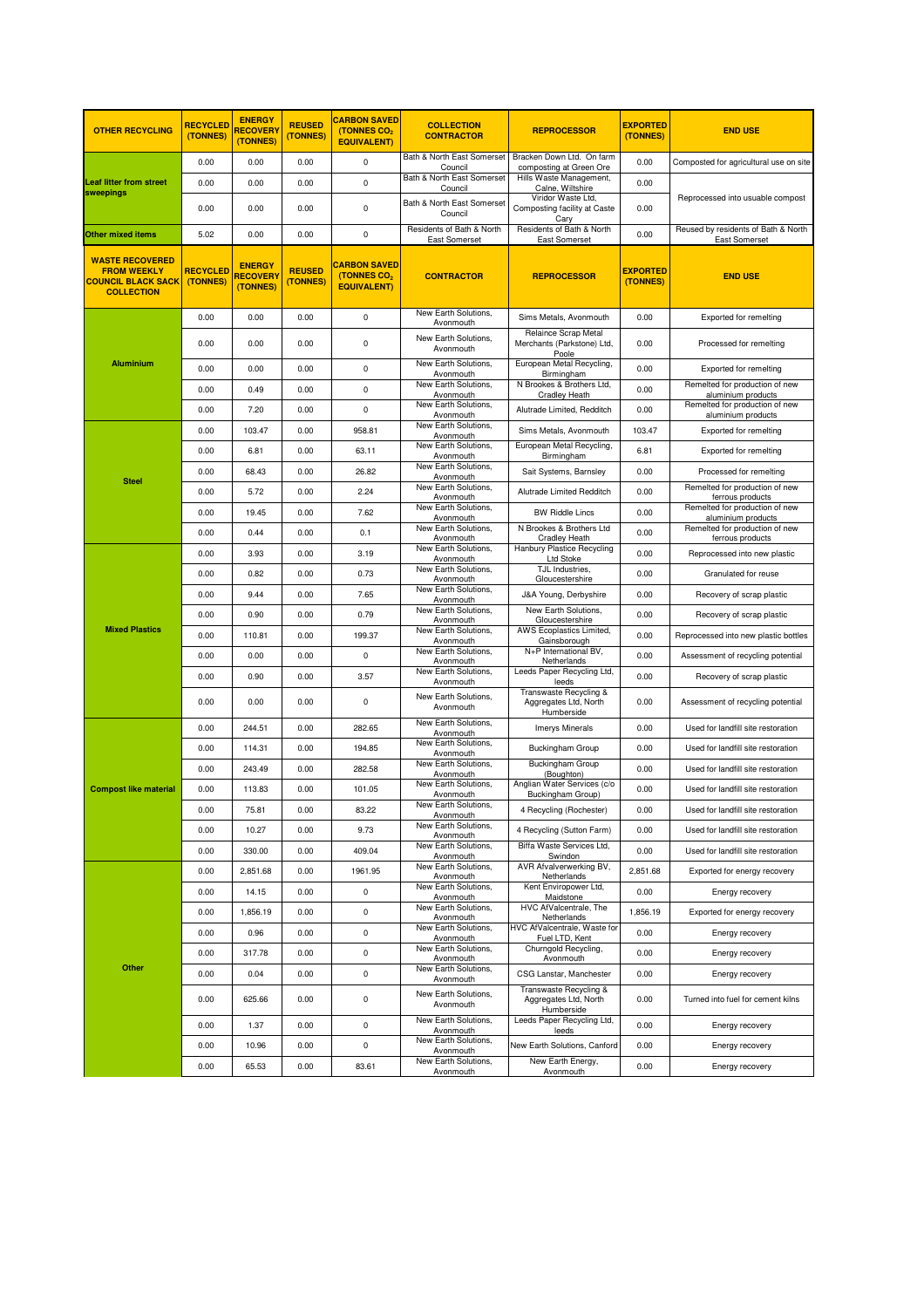| OTHER RECYCLING | RECYCLED (TONNES) | ENERGY RECOVERY (TONNES) | REUSED (TONNES) | CARBON SAVED (TONNES $CO_2$ EQUIVALENT) | COLLECTION CONTRACTOR | REPROCESSOR | EXPORTED (TONNES) | END USE |
|---|---|---|---|---|---|---|---|---|
| Leaf litter from street sweepings | 0.00 | 0.00 | 0.00 | 0 | Bath & North East Somerset Council | Bracken Down Ltd. On farm composting at Green Ore | 0.00 | Composted for agricultural use on site |
| | 0.00 | 0.00 | 0.00 | 0 | Bath & North East Somerset Council | Hills Waste Management, Calne, Wiltshire | 0.00 | Reprocessed into usable compost |
| | 0.00 | 0.00 | 0.00 | 0 | Bath & North East Somerset Council | Viridor Waste Ltd, Composting facility at Caste Cary | 0.00 | |
| Other mixed items | 5.02 | 0.00 | 0.00 | 0 | Residents of Bath & North East Somerset | Residents of Bath & North East Somerset | 0.00 | Reused by residents of Bath & North East Somerset |
| **WASTE RECOVERED FROM WEEKLY COUNCIL BLACK SACK COLLECTION** | **RECYCLED (TONNES)** | **ENERGY RECOVERY (TONNES)** | **REUSED (TONNES)** | **CARBON SAVED (TONNES $CO_2$ EQUIVALENT)** | **CONTRACTOR** | **REPROCESSOR** | **EXPORTED (TONNES)** | **END USE** |
| Aluminium | 0.00 | 0.00 | 0.00 | 0 | New Earth Solutions, Avonmouth | Sims Metals, Avonmouth | 0.00 | Exported for remelting |
| | 0.00 | 0.00 | 0.00 | 0 | New Earth Solutions, Avonmouth | Relaince Scrap Metal Merchants (Parkstone) Ltd, Poole | 0.00 | Processed for remelting |
| | 0.00 | 0.00 | 0.00 | 0 | New Earth Solutions, Avonmouth | European Metal Recycling, Birmingham | 0.00 | Exported for remelting |
| | 0.00 | 0.49 | 0.00 | 0 | New Earth Solutions, Avonmouth | N Brookes & Brothers Ltd, Cradley Heath | 0.00 | Remelted for production of new aluminium products |
| | 0.00 | 7.20 | 0.00 | 0 | New Earth Solutions, Avonmouth | Alutrade Limited, Redditch | 0.00 | Remelted for production of new aluminium products |
| Steel | 0.00 | 103.47 | 0.00 | 958.81 | New Earth Solutions, Avonmouth | Sims Metals, Avonmouth | 103.47 | Exported for remelting |
| | 0.00 | 6.81 | 0.00 | 63.11 | New Earth Solutions, Avonmouth | European Metal Recycling, Birmingham | 6.81 | Exported for remelting |
| | 0.00 | 68.43 | 0.00 | 26.82 | New Earth Solutions, Avonmouth | Sait Systems, Barnsley | 0.00 | Processed for remelting |
| | 0.00 | 5.72 | 0.00 | 2.24 | New Earth Solutions, Avonmouth | Alutrade Limited Redditch | 0.00 | Remelted for production of new ferrous products |
| | 0.00 | 19.45 | 0.00 | 7.62 | New Earth Solutions, Avonmouth | BW Riddle Lincs | 0.00 | Remelted for production of new aluminium products |
| | 0.00 | 0.44 | 0.00 | 0.1 | New Earth Solutions, Avonmouth | N Brookes & Brothers Ltd Cradley Heath | 0.00 | Remelted for production of new ferrous products |
| Mixed Plastics | 0.00 | 3.93 | 0.00 | 3.19 | New Earth Solutions, Avonmouth | Hanbury Plastice Recycling Ltd Stoke | 0.00 | Reprocessed into new plastic |
| | 0.00 | 0.82 | 0.00 | 0.73 | New Earth Solutions, Avonmouth | TJL Industries, Gloucestershire | 0.00 | Granulated for reuse |
| | 0.00 | 9.44 | 0.00 | 7.65 | New Earth Solutions, Avonmouth | J&A Young, Derbyshire | 0.00 | Recovery of scrap plastic |
| | 0.00 | 0.90 | 0.00 | 0.79 | New Earth Solutions, Avonmouth | New Earth Solutions, Gloucestershire | 0.00 | Recovery of scrap plastic |
| | 0.00 | 110.81 | 0.00 | 199.37 | New Earth Solutions, Avonmouth | AWS Ecoplastics Limited, Gainsborough | 0.00 | Reprocessed into new plastic bottles |
| | 0.00 | 0.00 | 0.00 | 0 | New Earth Solutions, Avonmouth | N+P International BV, Netherlands | 0.00 | Assessment of recycling potential |
| | 0.00 | 0.90 | 0.00 | 3.57 | New Earth Solutions, Avonmouth | Leeds Paper Recycling Ltd, leeds | 0.00 | Recovery of scrap plastic |
| | 0.00 | 0.00 | 0.00 | 0 | New Earth Solutions, Avonmouth | Transwaste Recycling & Aggregates Ltd, North Humberside | 0.00 | Assessment of recycling potential |
| Compost like material | 0.00 | 244.51 | 0.00 | 282.65 | New Earth Solutions, Avonmouth | Imerys Minerals | 0.00 | Used for landfill site restoration |
| | 0.00 | 114.31 | 0.00 | 194.85 | New Earth Solutions, Avonmouth | Buckingham Group | 0.00 | Used for landfill site restoration |
| | 0.00 | 243.49 | 0.00 | 282.58 | New Earth Solutions, Avonmouth | Buckingham Group (Boughton) | 0.00 | Used for landfill site restoration |
| | 0.00 | 113.83 | 0.00 | 101.05 | New Earth Solutions, Avonmouth | Anglian Water Services (c/o Buckingham Group) | 0.00 | Used for landfill site restoration |
| | 0.00 | 75.81 | 0.00 | 83.22 | New Earth Solutions, Avonmouth | 4 Recycling (Rochester) | 0.00 | Used for landfill site restoration |
| | 0.00 | 10.27 | 0.00 | 9.73 | New Earth Solutions, Avonmouth | 4 Recycling (Sutton Farm) | 0.00 | Used for landfill site restoration |
| | 0.00 | 330.00 | 0.00 | 409.04 | New Earth Solutions, Avonmouth | Biffa Waste Services Ltd, Swindon | 0.00 | Used for landfill site restoration |
| Other | 0.00 | 2,851.68 | 0.00 | 1961.95 | New Earth Solutions, Avonmouth | AVR Afvalverwerking BV, Netherlands | 2,851.68 | Exported for energy recovery |
| | 0.00 | 14.15 | 0.00 | 0 | New Earth Solutions, Avonmouth | Kent Enviropower Ltd, Maidstone | 0.00 | Energy recovery |
| | 0.00 | 1,856.19 | 0.00 | 0 | New Earth Solutions, Avonmouth | HVC AfValcentrale, The Netherlands | 1,856.19 | Exported for energy recovery |
| | 0.00 | 0.96 | 0.00 | 0 | New Earth Solutions, Avonmouth | HVC AfValcentrale, Waste for Fuel LTD, Kent | 0.00 | Energy recovery |
| | 0.00 | 317.78 | 0.00 | 0 | New Earth Solutions, Avonmouth | Churngold Recycling, Avonmouth | 0.00 | Energy recovery |
| | 0.00 | 0.04 | 0.00 | 0 | New Earth Solutions, Avonmouth | CSG Lanstar, Manchester | 0.00 | Energy recovery |
| | 0.00 | 625.66 | 0.00 | 0 | New Earth Solutions, Avonmouth | Transwaste Recycling & Aggregates Ltd, North Humberside | 0.00 | Turned into fuel for cement kilns |
| | 0.00 | 1.37 | 0.00 | 0 | New Earth Solutions, Avonmouth | Leeds Paper Recycling Ltd, leeds | 0.00 | Energy recovery |
| | 0.00 | 10.96 | 0.00 | 0 | New Earth Solutions, Avonmouth | New Earth Solutions, Canford | 0.00 | Energy recovery |
| | 0.00 | 65.53 | 0.00 | 83.61 | New Earth Solutions, Avonmouth | New Earth Energy, Avonmouth | 0.00 | Energy recovery |